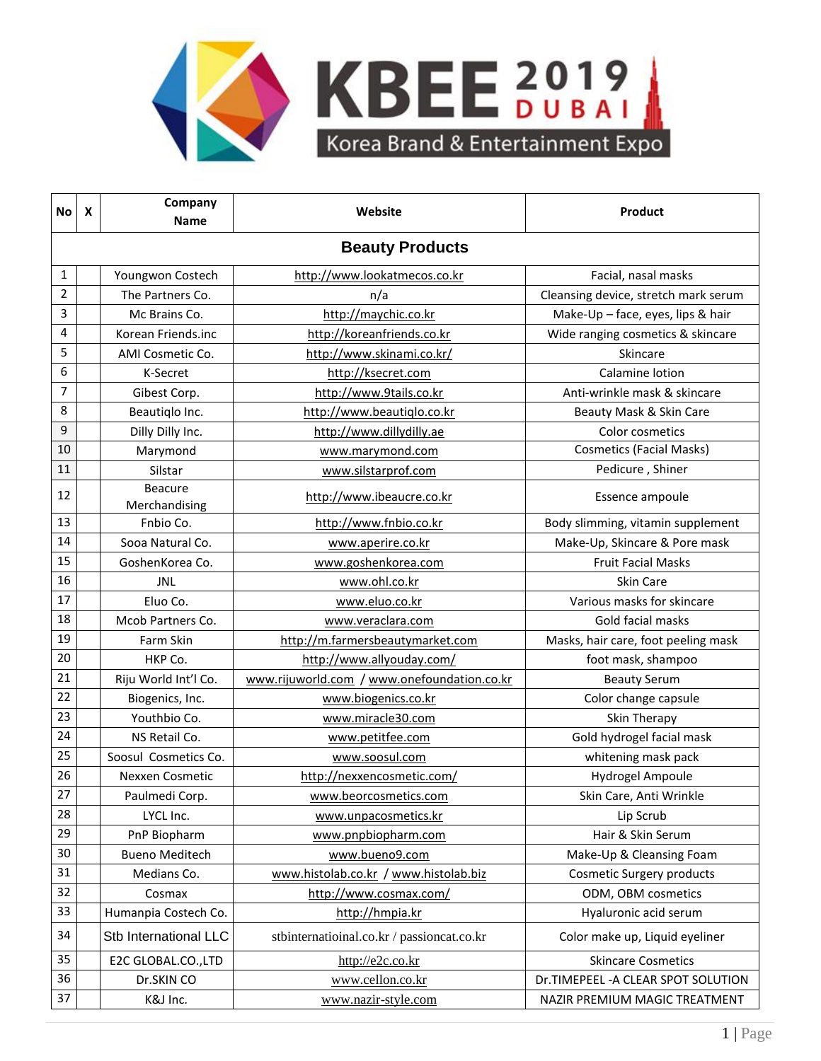# KBEE 2019 DUBAI

## Korea Brand & Entertainment Expo

| No | X | Company Name | Website | Product |
|---|---|---|---|---|
| **Beauty Products** | | | | |
| 1 | | Youngwon Costech | http://www.lookatmecos.co.kr | Facial, nasal masks |
| 2 | | The Partners Co. | n/a | Cleansing device, stretch mark serum |
| 3 | | Mc Brains Co. | http://maychic.co.kr | Make-Up – face, eyes, lips & hair |
| 4 | | Korean Friends.inc | http://koreanfriends.co.kr | Wide ranging cosmetics & skincare |
| 5 | | AMI Cosmetic Co. | http://www.skinami.co.kr/ | Skincare |
| 6 | | K-Secret | http://ksecret.com | Calamine lotion |
| 7 | | Gibest Corp. | http://www.9tails.co.kr | Anti-wrinkle mask & skincare |
| 8 | | Beautiqlo Inc. | http://www.beautiqlo.co.kr | Beauty Mask & Skin Care |
| 9 | | Dilly Dilly Inc. | http://www.dillydilly.ae | Color cosmetics |
| 10 | | Marymond | www.marymond.com | Cosmetics (Facial Masks) |
| 11 | | Silstar | www.silstarprof.com | Pedicure , Shiner |
| 12 | | Beacure Merchandising | http://www.ibeaucre.co.kr | Essence ampoule |
| 13 | | Fnbio Co. | http://www.fnbio.co.kr | Body slimming, vitamin supplement |
| 14 | | Sooa Natural Co. | www.aperire.co.kr | Make-Up, Skincare & Pore mask |
| 15 | | GoshenKorea Co. | www.goshenkorea.com | Fruit Facial Masks |
| 16 | | JNL | www.ohl.co.kr | Skin Care |
| 17 | | Eluo Co. | www.eluo.co.kr | Various masks for skincare |
| 18 | | Mcob Partners Co. | www.veraclara.com | Gold facial masks |
| 19 | | Farm Skin | http://m.farmersbeautymarket.com | Masks, hair care, foot peeling mask |
| 20 | | HKP Co. | http://www.allyouday.com/ | foot mask, shampoo |
| 21 | | Riju World Int'l Co. | www.rijuworld.com / www.onefoundation.co.kr | Beauty Serum |
| 22 | | Biogenics, Inc. | www.biogenics.co.kr | Color change capsule |
| 23 | | Youthbio Co. | www.miracle30.com | Skin Therapy |
| 24 | | NS Retail Co. | www.petitfee.com | Gold hydrogel facial mask |
| 25 | | Soosul Cosmetics Co. | www.soosul.com | whitening mask pack |
| 26 | | Nexxen Cosmetic | http://nexxencosmetic.com/ | Hydrogel Ampoule |
| 27 | | Paulmedi Corp. | www.beorcosmetics.com | Skin Care, Anti Wrinkle |
| 28 | | LYCL Inc. | www.unpacosmetics.kr | Lip Scrub |
| 29 | | PnP Biopharm | www.pnpbiopharm.com | Hair & Skin Serum |
| 30 | | Bueno Meditech | www.bueno9.com | Make-Up & Cleansing Foam |
| 31 | | Medians Co. | www.histolab.co.kr / www.histolab.biz | Cosmetic Surgery products |
| 32 | | Cosmax | http://www.cosmax.com/ | ODM, OBM cosmetics |
| 33 | | Humanpia Costech Co. | http://hmpia.kr | Hyaluronic acid serum |
| 34 | | Stb International LLC | stbinternatioinal.co.kr / passioncat.co.kr | Color make up, Liquid eyeliner |
| 35 | | E2C GLOBAL.CO.,LTD | http://e2c.co.kr | Skincare Cosmetics |
| 36 | | Dr.SKIN CO | www.cellon.co.kr | Dr.TIMEPEEL -A CLEAR SPOT SOLUTION |
| 37 | | K&J Inc. | www.nazir-style.com | NAZIR PREMIUM MAGIC TREATMENT |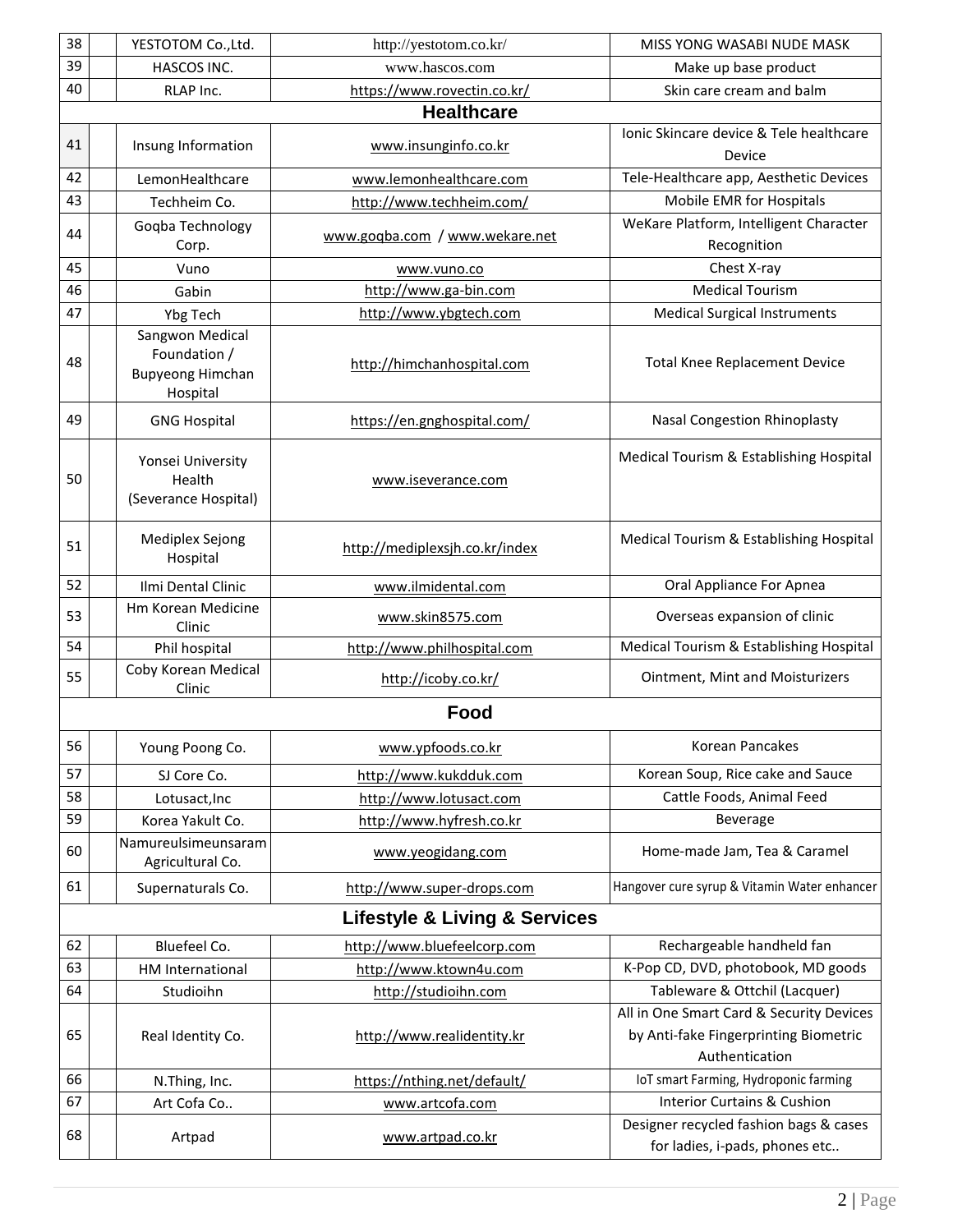| 38 | | YESTOTOM Co.,Ltd. | http://yestotom.co.kr/ | MISS YONG WASABI NUDE MASK |
|---|---|---|---|---|
| 39 | | HASCOS INC. | www.hascos.com | Make up base product |
| 40 | | RLAP Inc. | https://www.rovectin.co.kr/ | Skin care cream and balm |
| **Healthcare** | | | | |
| 41 | | Insung Information | www.insunginfo.co.kr | Ionic Skincare device & Tele healthcare Device |
| 42 | | LemonHealthcare | www.lemonhealthcare.com | Tele-Healthcare app, Aesthetic Devices |
| 43 | | Techheim Co. | http://www.techheim.com/ | Mobile EMR for Hospitals |
| 44 | | Goqba Technology Corp. | www.goqba.com / www.wekare.net | WeKare Platform, Intelligent Character Recognition |
| 45 | | Vuno | www.vuno.co | Chest X-ray |
| 46 | | Gabin | http://www.ga-bin.com | Medical Tourism |
| 47 | | Ybg Tech | http://www.ybgtech.com | Medical Surgical Instruments |
| 48 | | Sangwon Medical Foundation / Bupyeong Himchan Hospital | http://himchanhospital.com | Total Knee Replacement Device |
| 49 | | GNG Hospital | https://en.gnghospital.com/ | Nasal Congestion Rhinoplasty |
| 50 | | Yonsei University Health (Severance Hospital) | www.iseverance.com | Medical Tourism & Establishing Hospital |
| 51 | | Mediplex Sejong Hospital | http://mediplexsjh.co.kr/index | Medical Tourism & Establishing Hospital |
| 52 | | Ilmi Dental Clinic | www.ilmidental.com | Oral Appliance For Apnea |
| 53 | | Hm Korean Medicine Clinic | www.skin8575.com | Overseas expansion of clinic |
| 54 | | Phil hospital | http://www.philhospital.com | Medical Tourism & Establishing Hospital |
| 55 | | Coby Korean Medical Clinic | http://icoby.co.kr/ | Ointment, Mint and Moisturizers |
| **Food** | | | | |
| 56 | | Young Poong Co. | www.ypfoods.co.kr | Korean Pancakes |
| 57 | | SJ Core Co. | http://www.kukdduk.com | Korean Soup, Rice cake and Sauce |
| 58 | | Lotusact,Inc | http://www.lotusact.com | Cattle Foods, Animal Feed |
| 59 | | Korea Yakult Co. | http://www.hyfresh.co.kr | Beverage |
| 60 | | Namureulsimeunsaram Agricultural Co. | www.yeogidang.com | Home-made Jam, Tea & Caramel |
| 61 | | Supernaturals Co. | http://www.super-drops.com | Hangover cure syrup & Vitamin Water enhancer |
| **Lifestyle & Living & Services** | | | | |
| 62 | | Bluefeel Co. | http://www.bluefeelcorp.com | Rechargeable handheld fan |
| 63 | | HM International | http://www.ktown4u.com | K-Pop CD, DVD, photobook, MD goods |
| 64 | | Studioihn | http://studioihn.com | Tableware & Ottchil (Lacquer) |
| 65 | | Real Identity Co. | http://www.realidentity.kr | All in One Smart Card & Security Devices by Anti-fake Fingerprinting Biometric Authentication |
| 66 | | N.Thing, Inc. | https://nthing.net/default/ | IoT smart Farming, Hydroponic farming |
| 67 | | Art Cofa Co.. | www.artcofa.com | Interior Curtains & Cushion |
| 68 | | Artpad | www.artpad.co.kr | Designer recycled fashion bags & cases for ladies, i-pads, phones etc.. |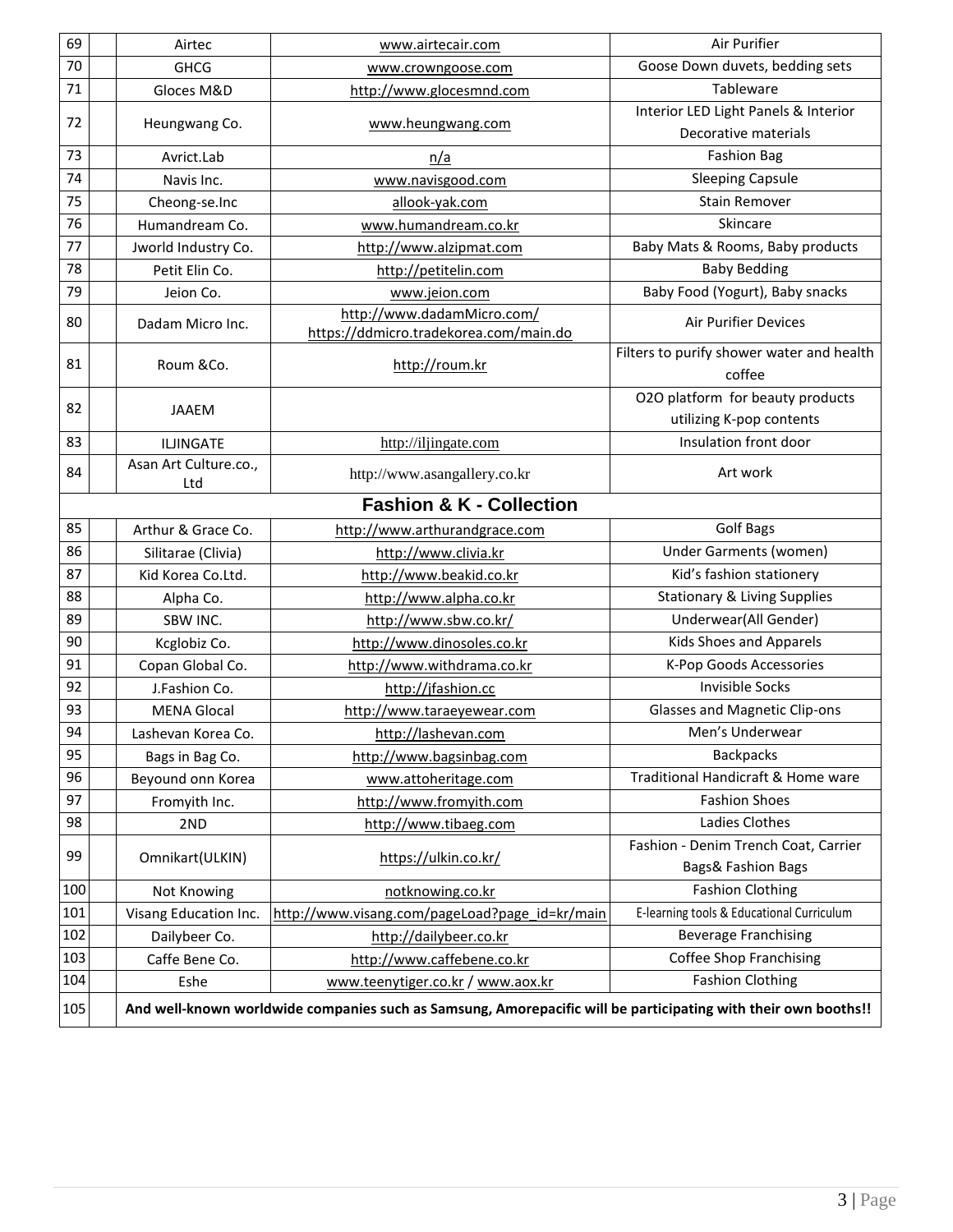| | | | | |
|---|---|---|---|---|
| 69 | | Airtec | www.airtecair.com | Air Purifier |
| 70 | | GHCG | www.crowngoose.com | Goose Down duvets, bedding sets |
| 71 | | Gloces M&D | http://www.glocesmnd.com | Tableware |
| 72 | | Heungwang Co. | www.heungwang.com | Interior LED Light Panels & Interior Decorative materials |
| 73 | | Avrict.Lab | n/a | Fashion Bag |
| 74 | | Navis Inc. | www.navisgood.com | Sleeping Capsule |
| 75 | | Cheong-se.Inc | allook-yak.com | Stain Remover |
| 76 | | Humandream Co. | www.humandream.co.kr | Skincare |
| 77 | | Jworld Industry Co. | http://www.alzipmat.com | Baby Mats & Rooms, Baby products |
| 78 | | Petit Elin Co. | http://petitelin.com | Baby Bedding |
| 79 | | Jeion Co. | www.jeion.com | Baby Food (Yogurt), Baby snacks |
| 80 | | Dadam Micro Inc. | http://www.dadamMicro.com/ https://ddmicro.tradekorea.com/main.do | Air Purifier Devices |
| 81 | | Roum &Co. | http://roum.kr | Filters to purify shower water and health coffee |
| 82 | | JAAEM | | O2O platform for beauty products utilizing K-pop contents |
| 83 | | ILJINGATE | http://iljingate.com | Insulation front door |
| 84 | | Asan Art Culture.co., Ltd | http://www.asangallery.co.kr | Art work |
| **Fashion & K - Collection** | | | | |
| 85 | | Arthur & Grace Co. | http://www.arthurandgrace.com | Golf Bags |
| 86 | | Silitarae (Clivia) | http://www.clivia.kr | Under Garments (women) |
| 87 | | Kid Korea Co.Ltd. | http://www.beakid.co.kr | Kid's fashion stationery |
| 88 | | Alpha Co. | http://www.alpha.co.kr | Stationary & Living Supplies |
| 89 | | SBW INC. | http://www.sbw.co.kr/ | Underwear(All Gender) |
| 90 | | Kcglobiz Co. | http://www.dinosoles.co.kr | Kids Shoes and Apparels |
| 91 | | Copan Global Co. | http://www.withdrama.co.kr | K-Pop Goods Accessories |
| 92 | | J.Fashion Co. | http://jfashion.cc | Invisible Socks |
| 93 | | MENA Glocal | http://www.taraeyewear.com | Glasses and Magnetic Clip-ons |
| 94 | | Lashevan Korea Co. | http://lashevan.com | Men's Underwear |
| 95 | | Bags in Bag Co. | http://www.bagsinbag.com | Backpacks |
| 96 | | Beyound onn Korea | www.attoheritage.com | Traditional Handicraft & Home ware |
| 97 | | Fromyith Inc. | http://www.fromyith.com | Fashion Shoes |
| 98 | | 2ND | http://www.tibaeg.com | Ladies Clothes |
| 99 | | Omnikart(ULKIN) | https://ulkin.co.kr/ | Fashion - Denim Trench Coat, Carrier Bags& Fashion Bags |
| 100 | | Not Knowing | notknowing.co.kr | Fashion Clothing |
| 101 | | Visang Education Inc. | http://www.visang.com/pageLoad?page_id=kr/main | E-learning tools & Educational Curriculum |
| 102 | | Dailybeer Co. | http://dailybeer.co.kr | Beverage Franchising |
| 103 | | Caffe Bene Co. | http://www.caffebene.co.kr | Coffee Shop Franchising |
| 104 | | Eshe | www.teenytiger.co.kr / www.aox.kr | Fashion Clothing |
| 105 | | **And well-known worldwide companies such as Samsung, Amorepacific will be participating with their own booths!!** | | |